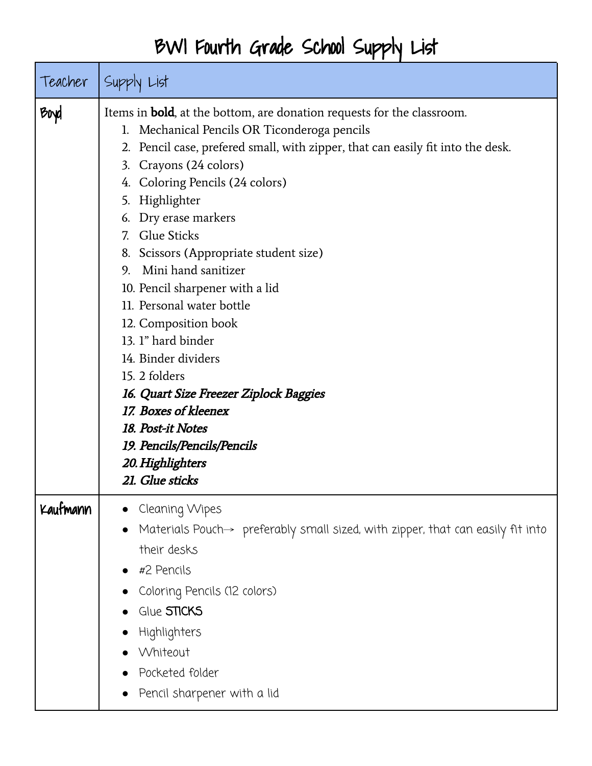# BWI Fourth Grade School Supply List

| Teacher | Supply List |
|---|---|
| Boyd | Items in **bold**, at the bottom, are donation requests for the classroom.<br>1. Mechanical Pencils OR Ticonderoga pencils<br>2. Pencil case, prefered small, with zipper, that can easily fit into the desk.<br>3. Crayons (24 colors)<br>4. Coloring Pencils (24 colors)<br>5. Highlighter<br>6. Dry erase markers<br>7. Glue Sticks<br>8. Scissors (Appropriate student size)<br>9. Mini hand sanitizer<br>10. Pencil sharpener with a lid<br>11. Personal water bottle<br>12. Composition book<br>13. 1" hard binder<br>14. Binder dividers<br>15. 2 folders<br>***16. Quart Size Freezer Ziplock Baggies***<br>***17. Boxes of kleenex***<br>***18. Post-it Notes***<br>***19. Pencils/Pencils/Pencils***<br>***20. Highlighters***<br>***21. Glue sticks*** |
| Kaufmann | • Cleaning Wipes<br>• Materials Pouch→ preferably small sized, with zipper, that can easily fit into their desks<br>• #2 Pencils<br>• Coloring Pencils (12 colors)<br>• Glue STICKS<br>• Highlighters<br>• Whiteout<br>• Pocketed folder<br>• Pencil sharpener with a lid |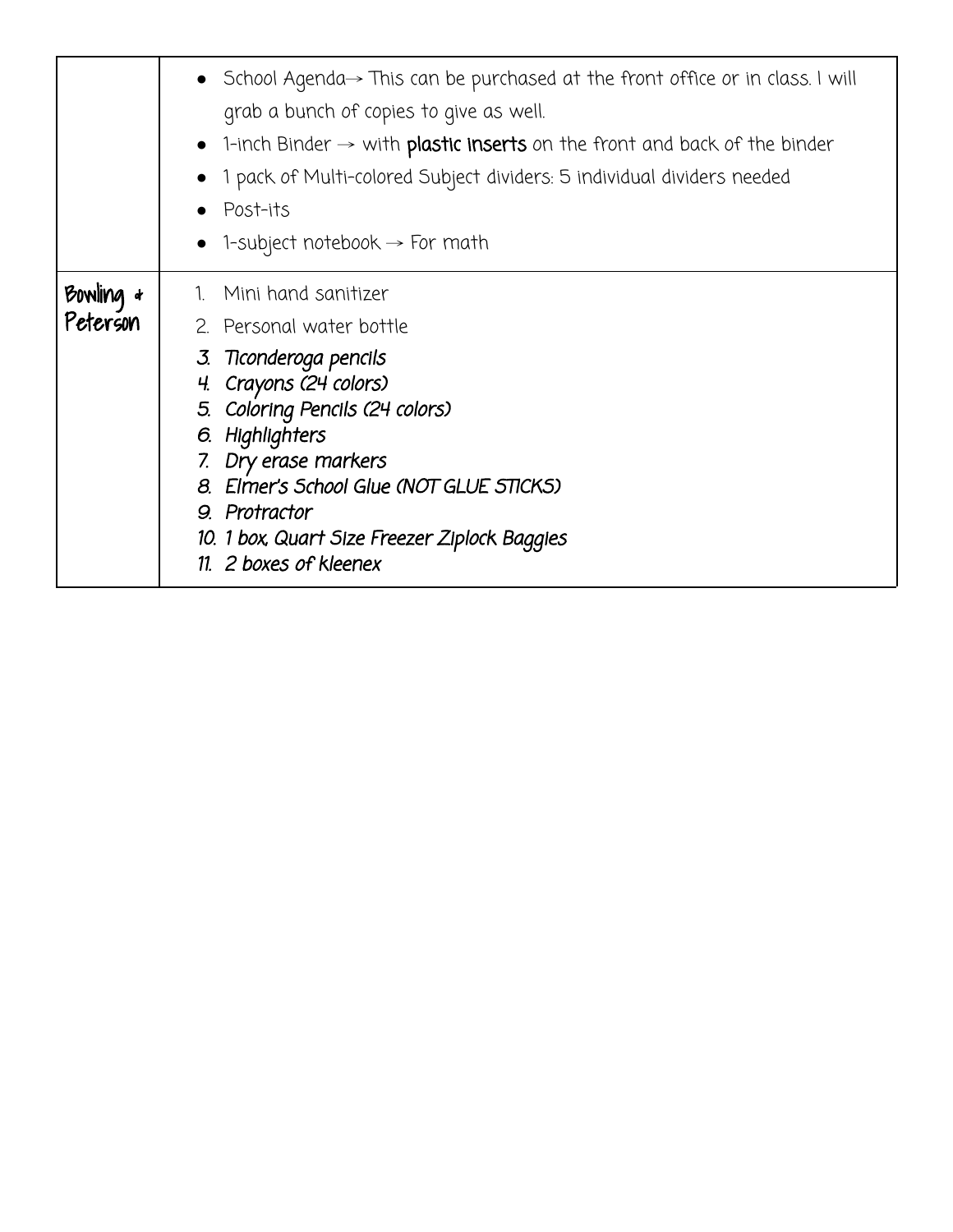| | |
|---|---|
| | • School Agenda→ This can be purchased at the front office or in class. I will grab a bunch of copies to give as well.<br>• 1-inch Binder → with **plastic inserts** on the front and back of the binder<br>• 1 pack of Multi-colored Subject dividers: 5 individual dividers needed<br>• Post-its<br>• 1-subject notebook → For math |
| **Bowling & Peterson** | 1. Mini hand sanitizer<br>2. Personal water bottle<br>3. *Ticonderoga pencils*<br>4. *Crayons (24 colors)*<br>5. *Coloring Pencils (24 colors)*<br>6. *Highlighters*<br>7. *Dry erase markers*<br>8. *Elmer's School Glue (NOT GLUE STICKS)*<br>9. *Protractor*<br>10. *1 box, Quart Size Freezer Ziplock Baggies*<br>11. *2 boxes of kleenex* |